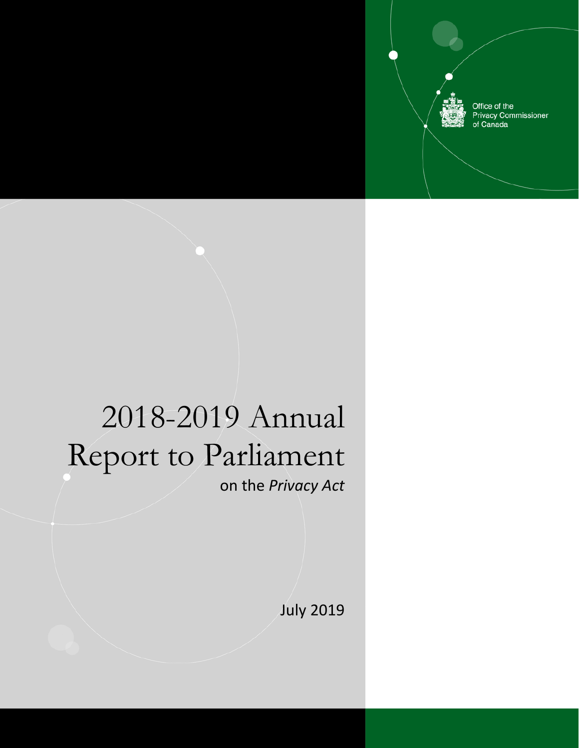Office of the
Privacy Commissioner
of Canada

# 2018-2019 Annual Report to Parliament

on the *Privacy Act*

July 2019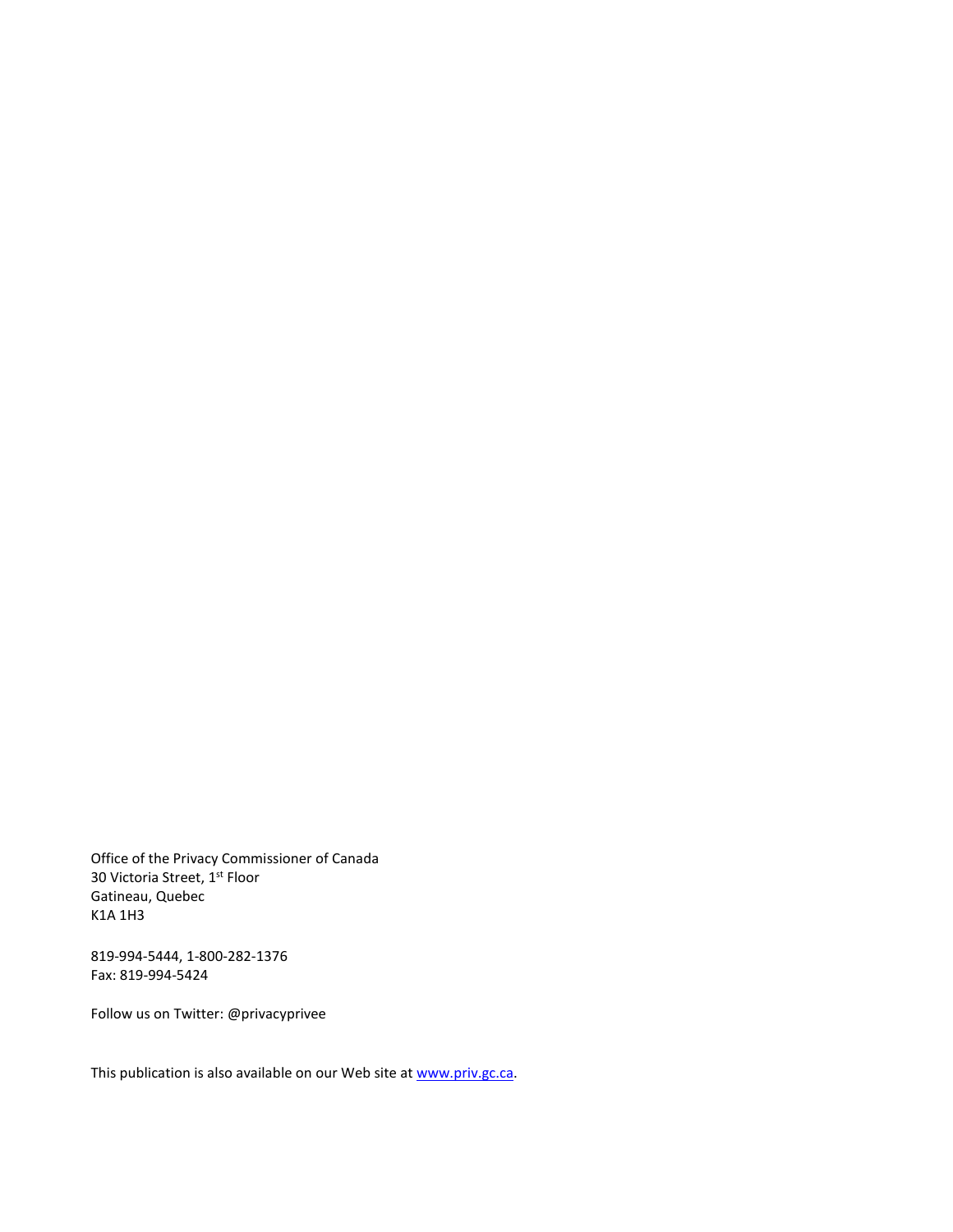Office of the Privacy Commissioner of Canada
30 Victoria Street, 1st Floor
Gatineau, Quebec
K1A 1H3

819-994-5444, 1-800-282-1376
Fax: 819-994-5424

Follow us on Twitter: @privacyprivee

This publication is also available on our Web site at [www.priv.gc.ca](http://www.priv.gc.ca).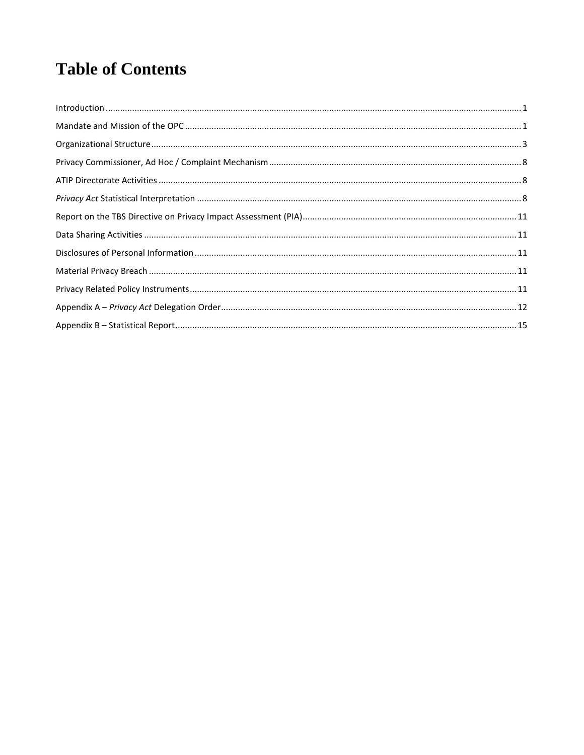# Table of Contents

Introduction ........................................................................ 1
Mandate and Mission of the OPC ........................................................................ 1
Organizational Structure ........................................................................ 3
Privacy Commissioner, Ad Hoc / Complaint Mechanism ........................................................................ 8
ATIP Directorate Activities ........................................................................ 8
*Privacy Act* Statistical Interpretation ........................................................................ 8
Report on the TBS Directive on Privacy Impact Assessment (PIA) ........................................................................ 11
Data Sharing Activities ........................................................................ 11
Disclosures of Personal Information ........................................................................ 11
Material Privacy Breach ........................................................................ 11
Privacy Related Policy Instruments ........................................................................ 11
Appendix A – *Privacy Act* Delegation Order ........................................................................ 12
Appendix B – Statistical Report ........................................................................ 15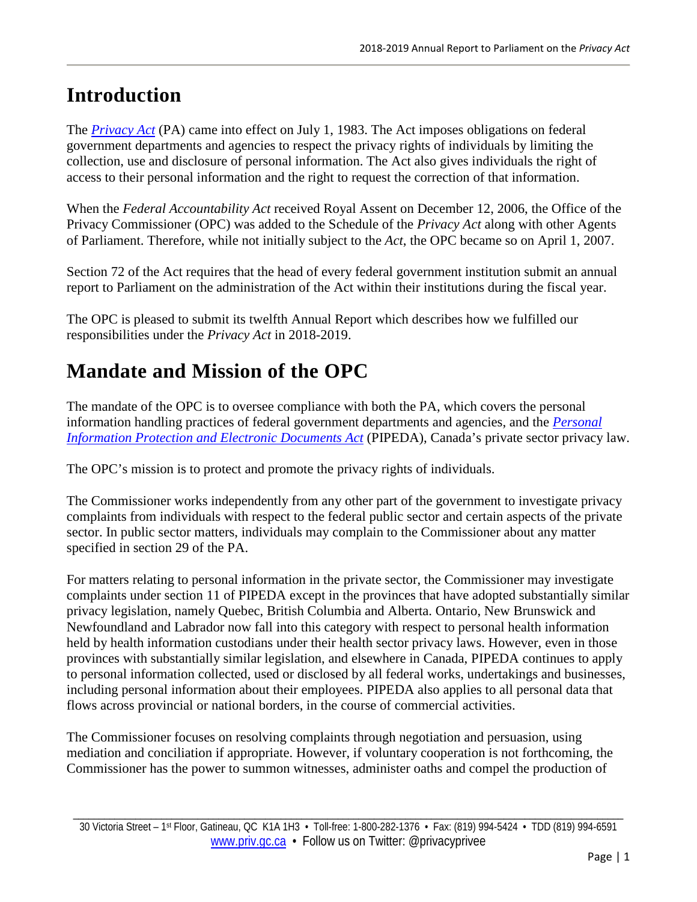# Introduction

The *[Privacy Act](#)* (PA) came into effect on July 1, 1983. The Act imposes obligations on federal government departments and agencies to respect the privacy rights of individuals by limiting the collection, use and disclosure of personal information. The Act also gives individuals the right of access to their personal information and the right to request the correction of that information.

When the *Federal Accountability Act* received Royal Assent on December 12, 2006, the Office of the Privacy Commissioner (OPC) was added to the Schedule of the *Privacy Act* along with other Agents of Parliament. Therefore, while not initially subject to the *Act*, the OPC became so on April 1, 2007.

Section 72 of the Act requires that the head of every federal government institution submit an annual report to Parliament on the administration of the Act within their institutions during the fiscal year.

The OPC is pleased to submit its twelfth Annual Report which describes how we fulfilled our responsibilities under the *Privacy Act* in 2018-2019.

# Mandate and Mission of the OPC

The mandate of the OPC is to oversee compliance with both the PA, which covers the personal information handling practices of federal government departments and agencies, and the *[Personal Information Protection and Electronic Documents Act](#)* (PIPEDA), Canada's private sector privacy law.

The OPC's mission is to protect and promote the privacy rights of individuals.

The Commissioner works independently from any other part of the government to investigate privacy complaints from individuals with respect to the federal public sector and certain aspects of the private sector. In public sector matters, individuals may complain to the Commissioner about any matter specified in section 29 of the PA.

For matters relating to personal information in the private sector, the Commissioner may investigate complaints under section 11 of PIPEDA except in the provinces that have adopted substantially similar privacy legislation, namely Quebec, British Columbia and Alberta. Ontario, New Brunswick and Newfoundland and Labrador now fall into this category with respect to personal health information held by health information custodians under their health sector privacy laws. However, even in those provinces with substantially similar legislation, and elsewhere in Canada, PIPEDA continues to apply to personal information collected, used or disclosed by all federal works, undertakings and businesses, including personal information about their employees. PIPEDA also applies to all personal data that flows across provincial or national borders, in the course of commercial activities.

The Commissioner focuses on resolving complaints through negotiation and persuasion, using mediation and conciliation if appropriate. However, if voluntary cooperation is not forthcoming, the Commissioner has the power to summon witnesses, administer oaths and compel the production of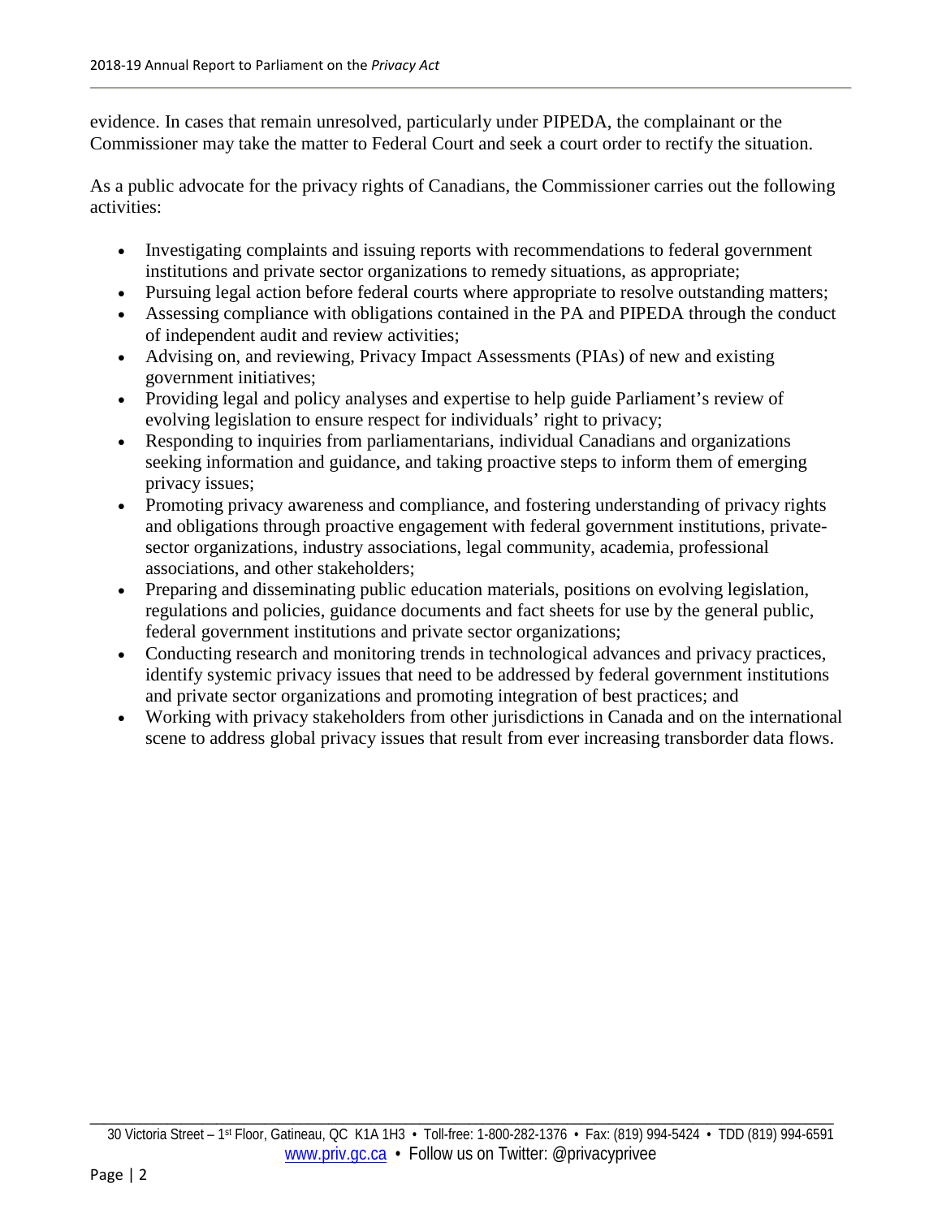evidence. In cases that remain unresolved, particularly under PIPEDA, the complainant or the Commissioner may take the matter to Federal Court and seek a court order to rectify the situation.

As a public advocate for the privacy rights of Canadians, the Commissioner carries out the following activities:

- Investigating complaints and issuing reports with recommendations to federal government institutions and private sector organizations to remedy situations, as appropriate;
- Pursuing legal action before federal courts where appropriate to resolve outstanding matters;
- Assessing compliance with obligations contained in the PA and PIPEDA through the conduct of independent audit and review activities;
- Advising on, and reviewing, Privacy Impact Assessments (PIAs) of new and existing government initiatives;
- Providing legal and policy analyses and expertise to help guide Parliament's review of evolving legislation to ensure respect for individuals' right to privacy;
- Responding to inquiries from parliamentarians, individual Canadians and organizations seeking information and guidance, and taking proactive steps to inform them of emerging privacy issues;
- Promoting privacy awareness and compliance, and fostering understanding of privacy rights and obligations through proactive engagement with federal government institutions, private-sector organizations, industry associations, legal community, academia, professional associations, and other stakeholders;
- Preparing and disseminating public education materials, positions on evolving legislation, regulations and policies, guidance documents and fact sheets for use by the general public, federal government institutions and private sector organizations;
- Conducting research and monitoring trends in technological advances and privacy practices, identify systemic privacy issues that need to be addressed by federal government institutions and private sector organizations and promoting integration of best practices; and
- Working with privacy stakeholders from other jurisdictions in Canada and on the international scene to address global privacy issues that result from ever increasing transborder data flows.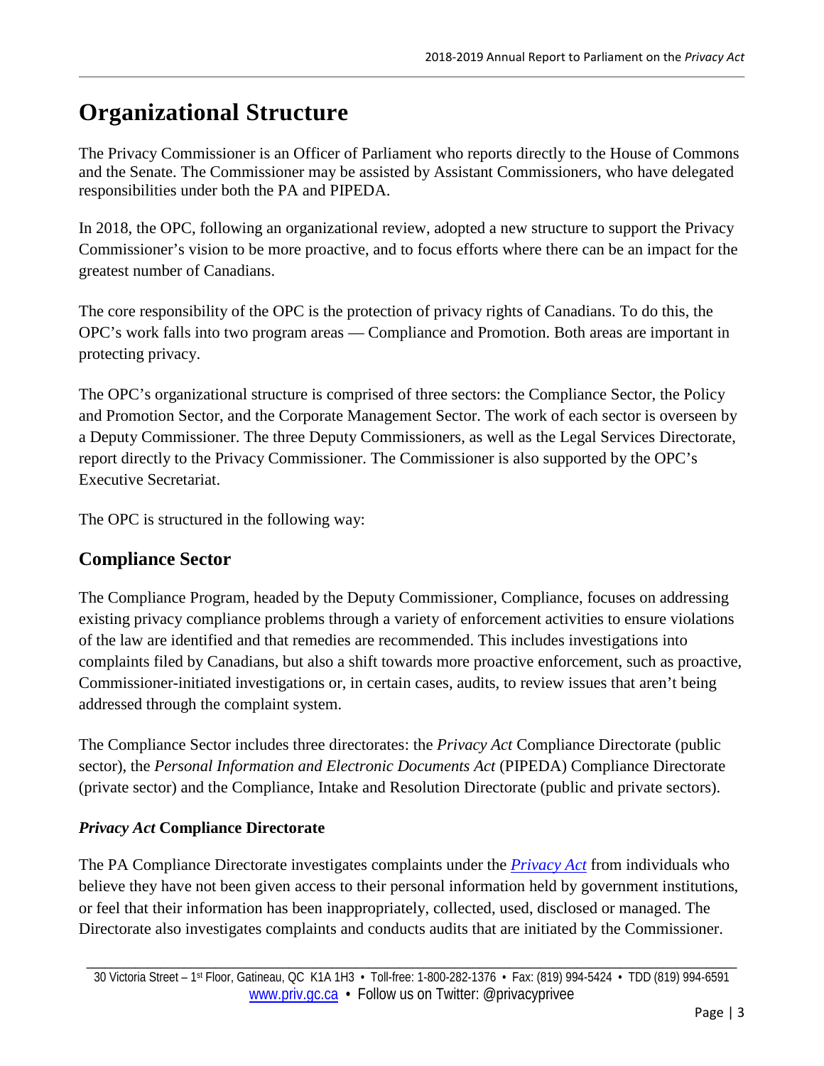# Organizational Structure

The Privacy Commissioner is an Officer of Parliament who reports directly to the House of Commons and the Senate. The Commissioner may be assisted by Assistant Commissioners, who have delegated responsibilities under both the PA and PIPEDA.

In 2018, the OPC, following an organizational review, adopted a new structure to support the Privacy Commissioner's vision to be more proactive, and to focus efforts where there can be an impact for the greatest number of Canadians.

The core responsibility of the OPC is the protection of privacy rights of Canadians. To do this, the OPC's work falls into two program areas — Compliance and Promotion. Both areas are important in protecting privacy.

The OPC's organizational structure is comprised of three sectors: the Compliance Sector, the Policy and Promotion Sector, and the Corporate Management Sector. The work of each sector is overseen by a Deputy Commissioner. The three Deputy Commissioners, as well as the Legal Services Directorate, report directly to the Privacy Commissioner. The Commissioner is also supported by the OPC's Executive Secretariat.

The OPC is structured in the following way:

## Compliance Sector

The Compliance Program, headed by the Deputy Commissioner, Compliance, focuses on addressing existing privacy compliance problems through a variety of enforcement activities to ensure violations of the law are identified and that remedies are recommended. This includes investigations into complaints filed by Canadians, but also a shift towards more proactive enforcement, such as proactive, Commissioner-initiated investigations or, in certain cases, audits, to review issues that aren't being addressed through the complaint system.

The Compliance Sector includes three directorates: the *Privacy Act* Compliance Directorate (public sector), the *Personal Information and Electronic Documents Act* (PIPEDA) Compliance Directorate (private sector) and the Compliance, Intake and Resolution Directorate (public and private sectors).

### *Privacy Act* Compliance Directorate

The PA Compliance Directorate investigates complaints under the *Privacy Act* from individuals who believe they have not been given access to their personal information held by government institutions, or feel that their information has been inappropriately, collected, used, disclosed or managed. The Directorate also investigates complaints and conducts audits that are initiated by the Commissioner.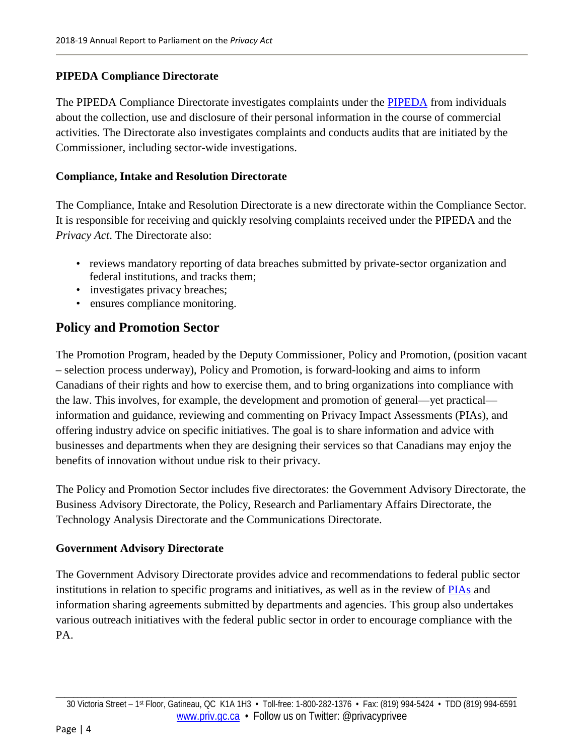**PIPEDA Compliance Directorate**

The PIPEDA Compliance Directorate investigates complaints under the [PIPEDA](#) from individuals about the collection, use and disclosure of their personal information in the course of commercial activities. The Directorate also investigates complaints and conducts audits that are initiated by the Commissioner, including sector-wide investigations.

**Compliance, Intake and Resolution Directorate**

The Compliance, Intake and Resolution Directorate is a new directorate within the Compliance Sector. It is responsible for receiving and quickly resolving complaints received under the PIPEDA and the *Privacy Act*. The Directorate also:

- reviews mandatory reporting of data breaches submitted by private-sector organization and federal institutions, and tracks them;
- investigates privacy breaches;
- ensures compliance monitoring.

## Policy and Promotion Sector

The Promotion Program, headed by the Deputy Commissioner, Policy and Promotion, (position vacant – selection process underway), Policy and Promotion, is forward-looking and aims to inform Canadians of their rights and how to exercise them, and to bring organizations into compliance with the law. This involves, for example, the development and promotion of general—yet practical—information and guidance, reviewing and commenting on Privacy Impact Assessments (PIAs), and offering industry advice on specific initiatives. The goal is to share information and advice with businesses and departments when they are designing their services so that Canadians may enjoy the benefits of innovation without undue risk to their privacy.

The Policy and Promotion Sector includes five directorates: the Government Advisory Directorate, the Business Advisory Directorate, the Policy, Research and Parliamentary Affairs Directorate, the Technology Analysis Directorate and the Communications Directorate.

**Government Advisory Directorate**

The Government Advisory Directorate provides advice and recommendations to federal public sector institutions in relation to specific programs and initiatives, as well as in the review of [PIAs](#) and information sharing agreements submitted by departments and agencies. This group also undertakes various outreach initiatives with the federal public sector in order to encourage compliance with the PA.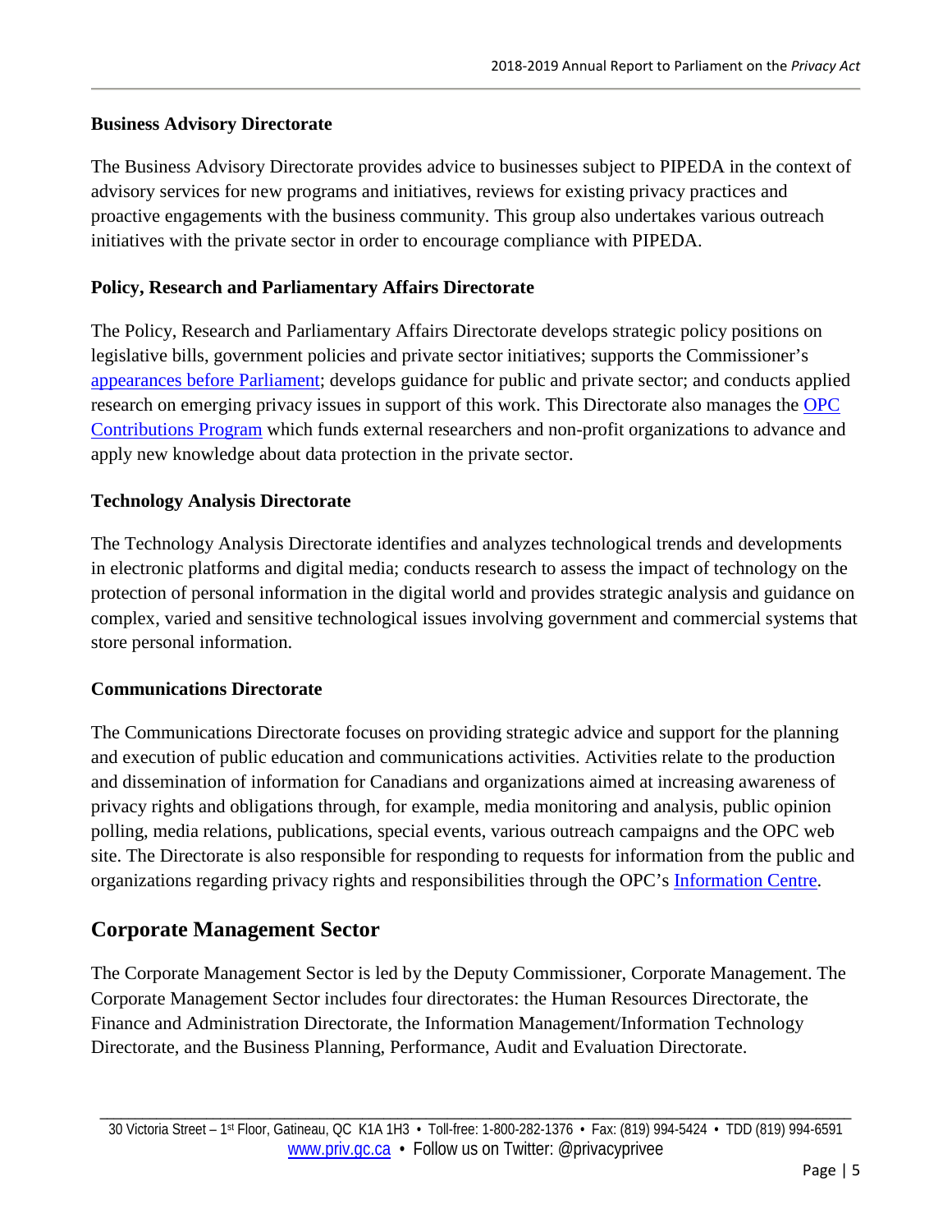### Business Advisory Directorate

The Business Advisory Directorate provides advice to businesses subject to PIPEDA in the context of advisory services for new programs and initiatives, reviews for existing privacy practices and proactive engagements with the business community. This group also undertakes various outreach initiatives with the private sector in order to encourage compliance with PIPEDA.

### Policy, Research and Parliamentary Affairs Directorate

The Policy, Research and Parliamentary Affairs Directorate develops strategic policy positions on legislative bills, government policies and private sector initiatives; supports the Commissioner's appearances before Parliament; develops guidance for public and private sector; and conducts applied research on emerging privacy issues in support of this work. This Directorate also manages the OPC Contributions Program which funds external researchers and non-profit organizations to advance and apply new knowledge about data protection in the private sector.

### Technology Analysis Directorate

The Technology Analysis Directorate identifies and analyzes technological trends and developments in electronic platforms and digital media; conducts research to assess the impact of technology on the protection of personal information in the digital world and provides strategic analysis and guidance on complex, varied and sensitive technological issues involving government and commercial systems that store personal information.

### Communications Directorate

The Communications Directorate focuses on providing strategic advice and support for the planning and execution of public education and communications activities. Activities relate to the production and dissemination of information for Canadians and organizations aimed at increasing awareness of privacy rights and obligations through, for example, media monitoring and analysis, public opinion polling, media relations, publications, special events, various outreach campaigns and the OPC web site. The Directorate is also responsible for responding to requests for information from the public and organizations regarding privacy rights and responsibilities through the OPC's Information Centre.

## Corporate Management Sector

The Corporate Management Sector is led by the Deputy Commissioner, Corporate Management. The Corporate Management Sector includes four directorates: the Human Resources Directorate, the Finance and Administration Directorate, the Information Management/Information Technology Directorate, and the Business Planning, Performance, Audit and Evaluation Directorate.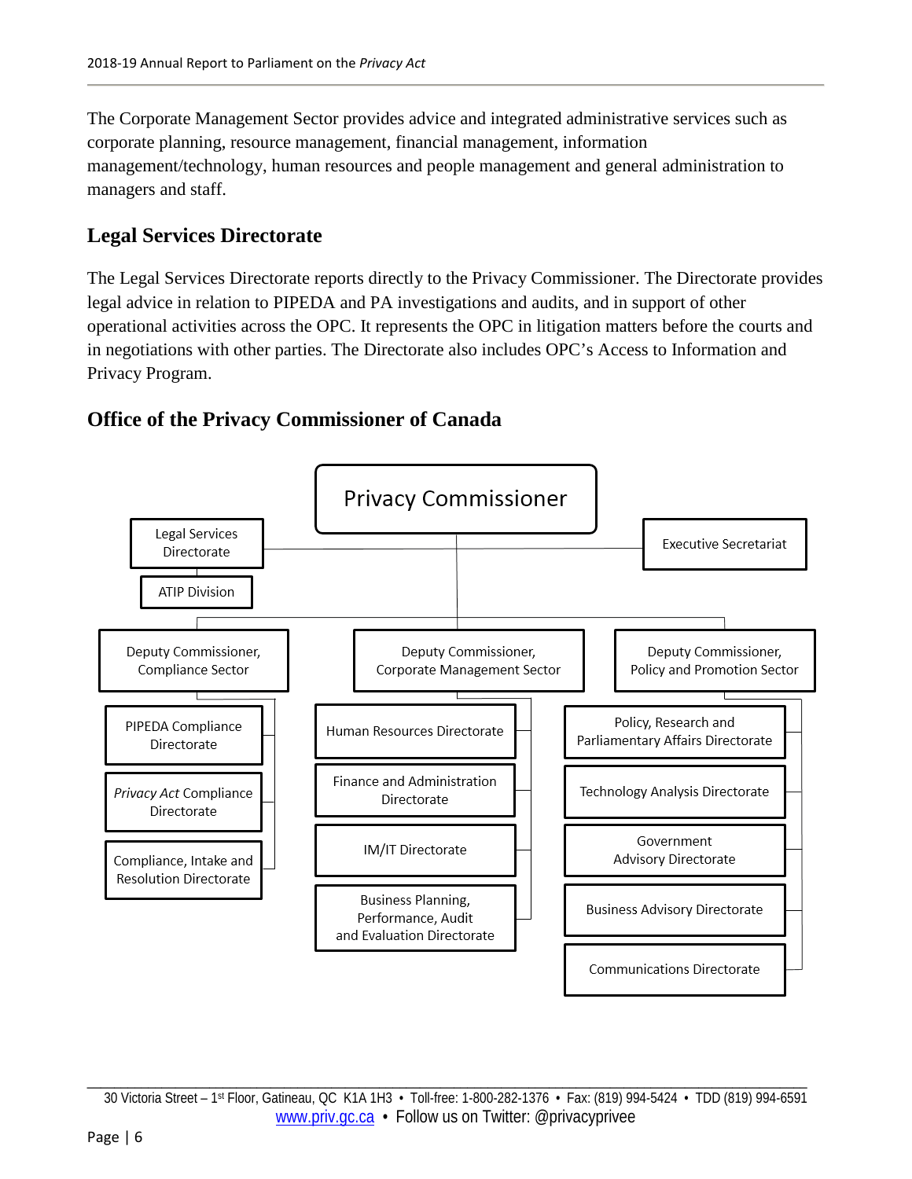The Corporate Management Sector provides advice and integrated administrative services such as corporate planning, resource management, financial management, information management/technology, human resources and people management and general administration to managers and staff.

## Legal Services Directorate

The Legal Services Directorate reports directly to the Privacy Commissioner. The Directorate provides legal advice in relation to PIPEDA and PA investigations and audits, and in support of other operational activities across the OPC. It represents the OPC in litigation matters before the courts and in negotiations with other parties. The Directorate also includes OPC's Access to Information and Privacy Program.

## Office of the Privacy Commissioner of Canada

- Privacy Commissioner
  - Legal Services Directorate
    - ATIP Division
  - Executive Secretariat
  - Deputy Commissioner, Compliance Sector
    - PIPEDA Compliance Directorate
    - *Privacy Act* Compliance Directorate
    - Compliance, Intake and Resolution Directorate
  - Deputy Commissioner, Corporate Management Sector
    - Human Resources Directorate
    - Finance and Administration Directorate
    - IM/IT Directorate
    - Business Planning, Performance, Audit and Evaluation Directorate
  - Deputy Commissioner, Policy and Promotion Sector
    - Policy, Research and Parliamentary Affairs Directorate
    - Technology Analysis Directorate
    - Government Advisory Directorate
    - Business Advisory Directorate
    - Communications Directorate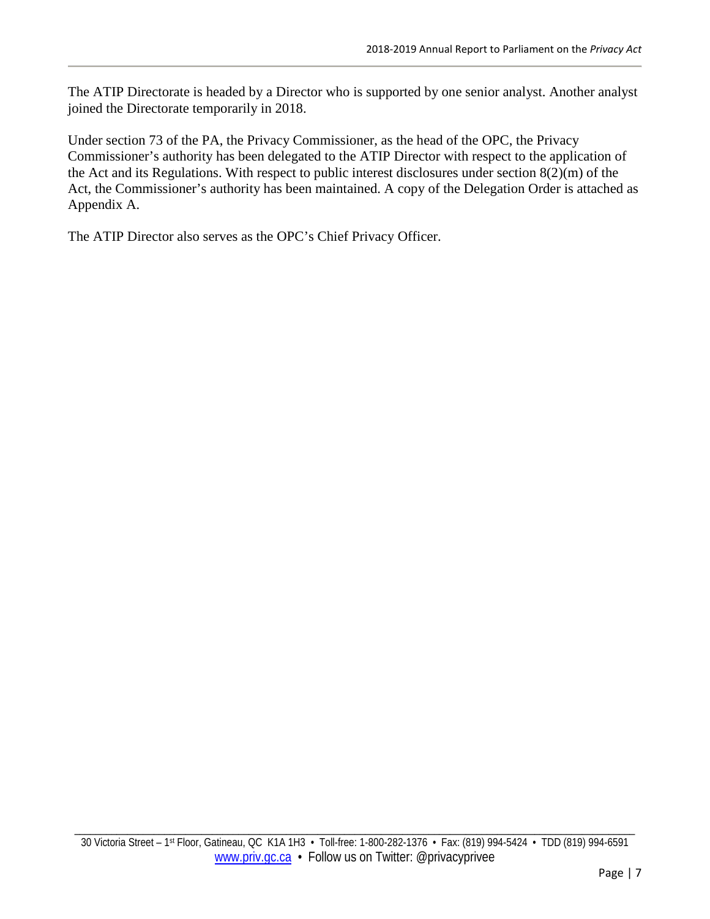The ATIP Directorate is headed by a Director who is supported by one senior analyst. Another analyst joined the Directorate temporarily in 2018.

Under section 73 of the PA, the Privacy Commissioner, as the head of the OPC, the Privacy Commissioner's authority has been delegated to the ATIP Director with respect to the application of the Act and its Regulations. With respect to public interest disclosures under section 8(2)(m) of the Act, the Commissioner's authority has been maintained. A copy of the Delegation Order is attached as Appendix A.

The ATIP Director also serves as the OPC's Chief Privacy Officer.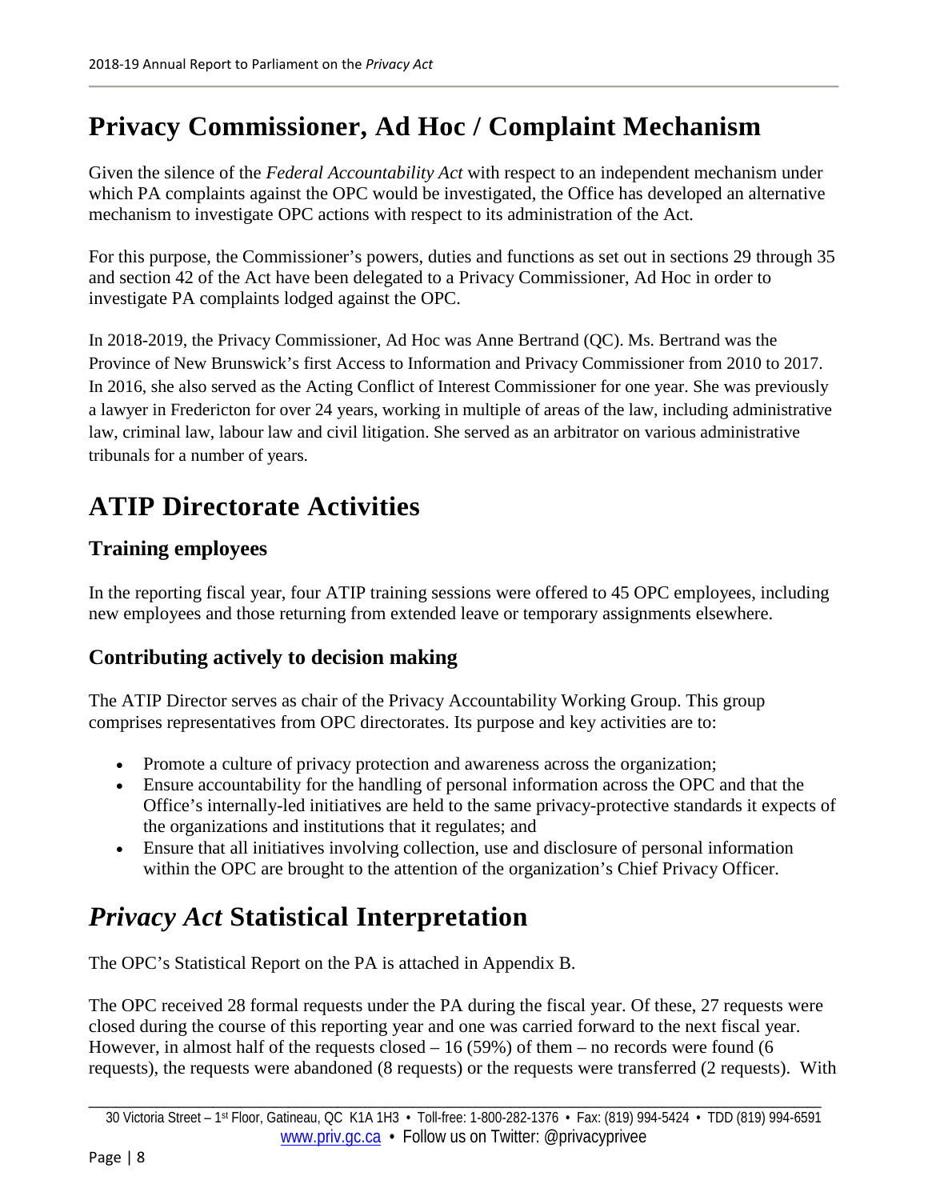# Privacy Commissioner, Ad Hoc / Complaint Mechanism

Given the silence of the *Federal Accountability Act* with respect to an independent mechanism under which PA complaints against the OPC would be investigated, the Office has developed an alternative mechanism to investigate OPC actions with respect to its administration of the Act.

For this purpose, the Commissioner's powers, duties and functions as set out in sections 29 through 35 and section 42 of the Act have been delegated to a Privacy Commissioner, Ad Hoc in order to investigate PA complaints lodged against the OPC.

In 2018-2019, the Privacy Commissioner, Ad Hoc was Anne Bertrand (QC). Ms. Bertrand was the Province of New Brunswick's first Access to Information and Privacy Commissioner from 2010 to 2017. In 2016, she also served as the Acting Conflict of Interest Commissioner for one year. She was previously a lawyer in Fredericton for over 24 years, working in multiple of areas of the law, including administrative law, criminal law, labour law and civil litigation. She served as an arbitrator on various administrative tribunals for a number of years.

# ATIP Directorate Activities

## Training employees

In the reporting fiscal year, four ATIP training sessions were offered to 45 OPC employees, including new employees and those returning from extended leave or temporary assignments elsewhere.

## Contributing actively to decision making

The ATIP Director serves as chair of the Privacy Accountability Working Group. This group comprises representatives from OPC directorates. Its purpose and key activities are to:

- Promote a culture of privacy protection and awareness across the organization;
- Ensure accountability for the handling of personal information across the OPC and that the Office's internally-led initiatives are held to the same privacy-protective standards it expects of the organizations and institutions that it regulates; and
- Ensure that all initiatives involving collection, use and disclosure of personal information within the OPC are brought to the attention of the organization's Chief Privacy Officer.

# *Privacy Act* Statistical Interpretation

The OPC's Statistical Report on the PA is attached in Appendix B.

The OPC received 28 formal requests under the PA during the fiscal year. Of these, 27 requests were closed during the course of this reporting year and one was carried forward to the next fiscal year. However, in almost half of the requests closed – 16 (59%) of them – no records were found (6 requests), the requests were abandoned (8 requests) or the requests were transferred (2 requests). With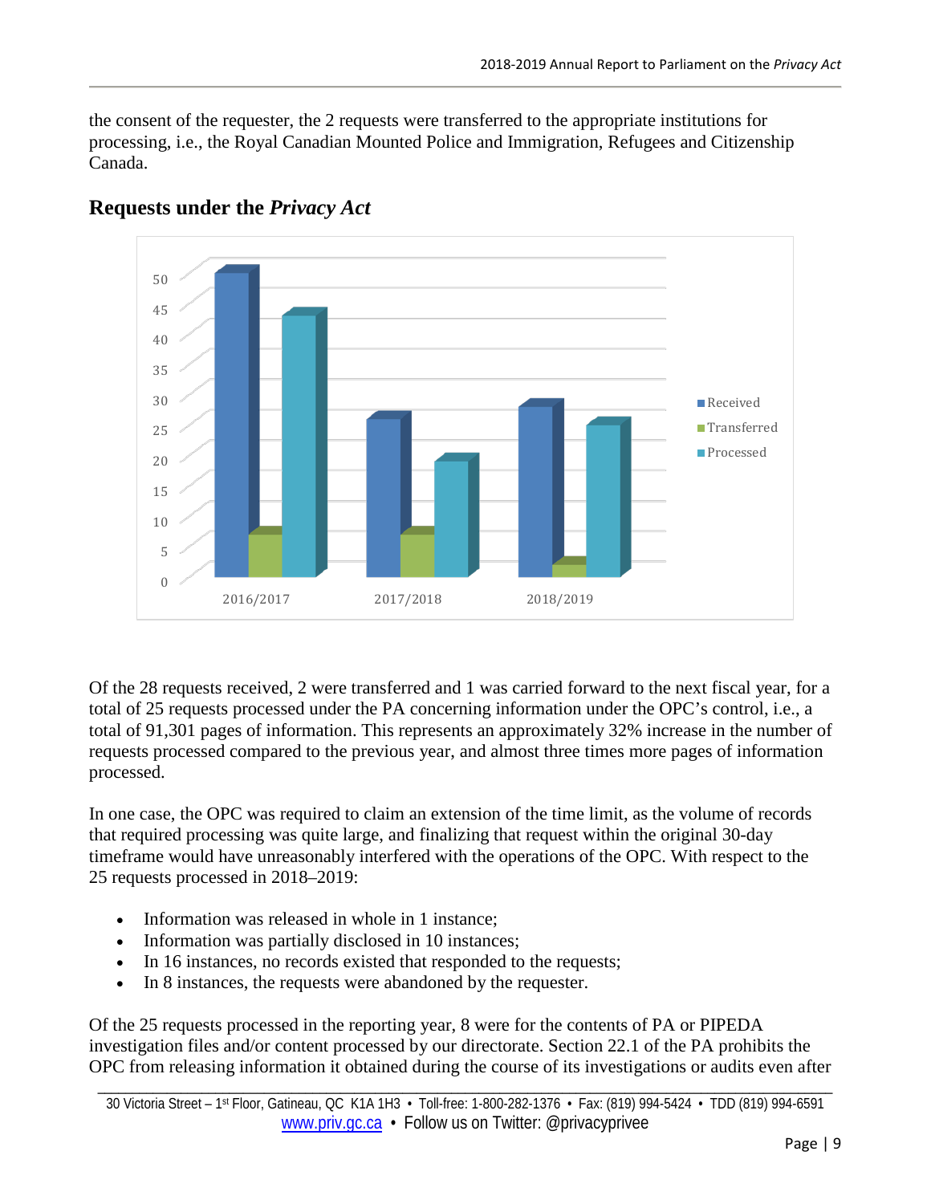the consent of the requester, the 2 requests were transferred to the appropriate institutions for processing, i.e., the Royal Canadian Mounted Police and Immigration, Refugees and Citizenship Canada.

## Requests under the *Privacy Act*

Of the 28 requests received, 2 were transferred and 1 was carried forward to the next fiscal year, for a total of 25 requests processed under the PA concerning information under the OPC's control, i.e., a total of 91,301 pages of information. This represents an approximately 32% increase in the number of requests processed compared to the previous year, and almost three times more pages of information processed.

In one case, the OPC was required to claim an extension of the time limit, as the volume of records that required processing was quite large, and finalizing that request within the original 30-day timeframe would have unreasonably interfered with the operations of the OPC. With respect to the 25 requests processed in 2018–2019:

- Information was released in whole in 1 instance;
- Information was partially disclosed in 10 instances;
- In 16 instances, no records existed that responded to the requests;
- In 8 instances, the requests were abandoned by the requester.

Of the 25 requests processed in the reporting year, 8 were for the contents of PA or PIPEDA investigation files and/or content processed by our directorate. Section 22.1 of the PA prohibits the OPC from releasing information it obtained during the course of its investigations or audits even after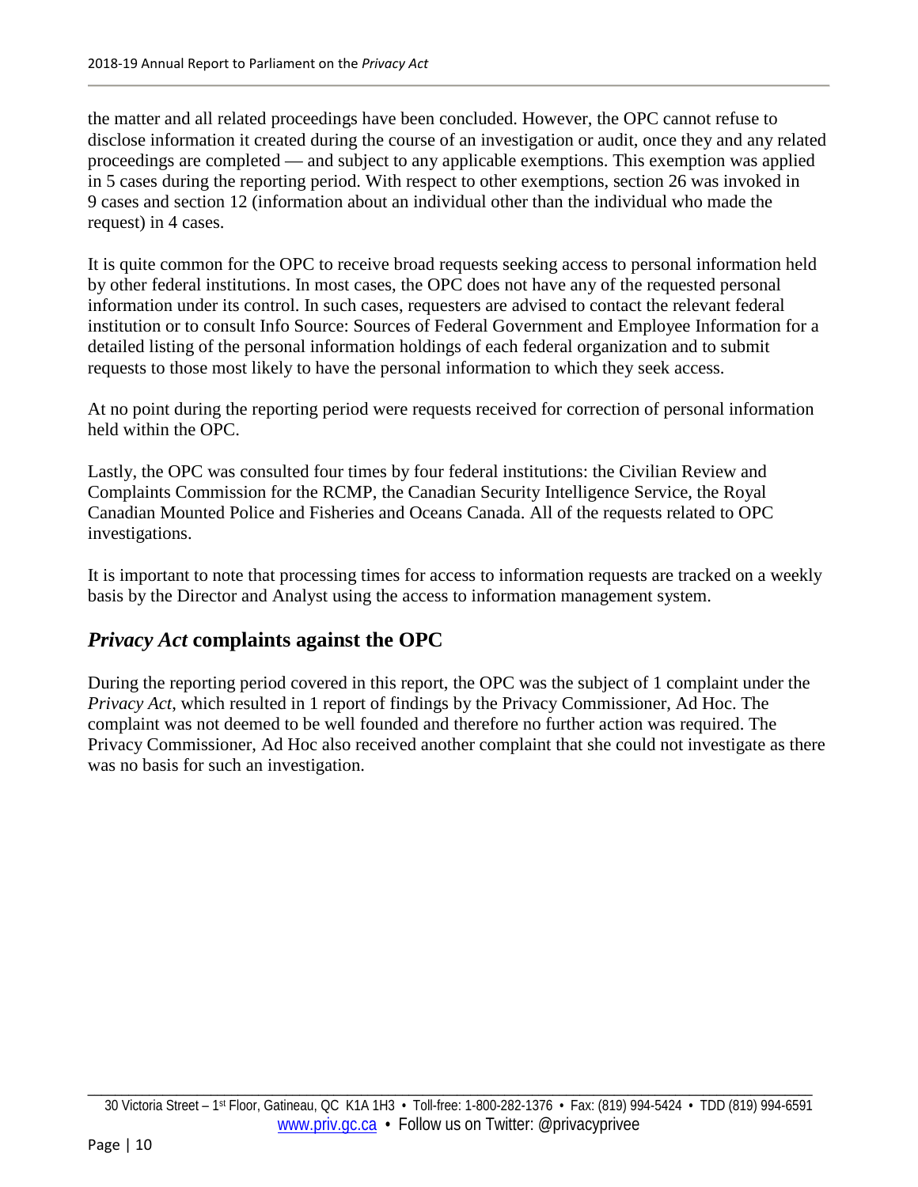the matter and all related proceedings have been concluded. However, the OPC cannot refuse to disclose information it created during the course of an investigation or audit, once they and any related proceedings are completed — and subject to any applicable exemptions. This exemption was applied in 5 cases during the reporting period. With respect to other exemptions, section 26 was invoked in 9 cases and section 12 (information about an individual other than the individual who made the request) in 4 cases.

It is quite common for the OPC to receive broad requests seeking access to personal information held by other federal institutions. In most cases, the OPC does not have any of the requested personal information under its control. In such cases, requesters are advised to contact the relevant federal institution or to consult Info Source: Sources of Federal Government and Employee Information for a detailed listing of the personal information holdings of each federal organization and to submit requests to those most likely to have the personal information to which they seek access.

At no point during the reporting period were requests received for correction of personal information held within the OPC.

Lastly, the OPC was consulted four times by four federal institutions: the Civilian Review and Complaints Commission for the RCMP, the Canadian Security Intelligence Service, the Royal Canadian Mounted Police and Fisheries and Oceans Canada. All of the requests related to OPC investigations.

It is important to note that processing times for access to information requests are tracked on a weekly basis by the Director and Analyst using the access to information management system.

## *Privacy Act* complaints against the OPC

During the reporting period covered in this report, the OPC was the subject of 1 complaint under the *Privacy Act*, which resulted in 1 report of findings by the Privacy Commissioner, Ad Hoc. The complaint was not deemed to be well founded and therefore no further action was required. The Privacy Commissioner, Ad Hoc also received another complaint that she could not investigate as there was no basis for such an investigation.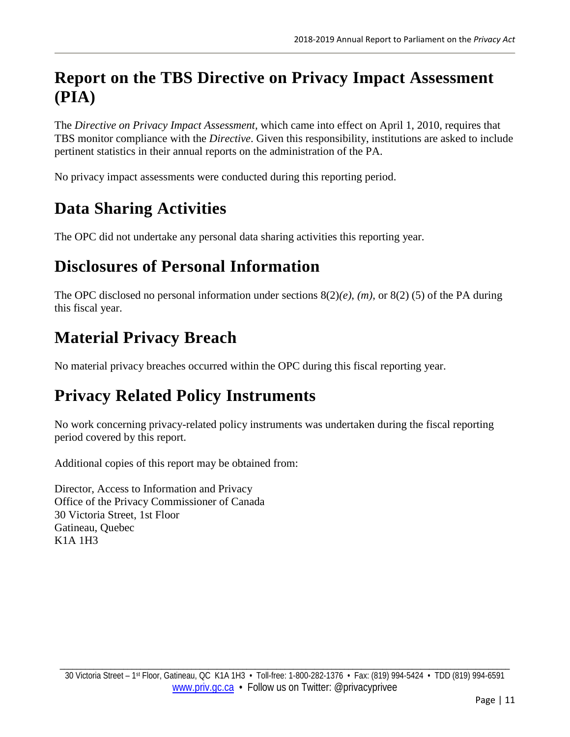## Report on the TBS Directive on Privacy Impact Assessment (PIA)

The *Directive on Privacy Impact Assessment*, which came into effect on April 1, 2010, requires that TBS monitor compliance with the *Directive*. Given this responsibility, institutions are asked to include pertinent statistics in their annual reports on the administration of the PA.

No privacy impact assessments were conducted during this reporting period.

## Data Sharing Activities

The OPC did not undertake any personal data sharing activities this reporting year.

## Disclosures of Personal Information

The OPC disclosed no personal information under sections 8(2)*(e)*, *(m)*, or 8(2) (5) of the PA during this fiscal year.

## Material Privacy Breach

No material privacy breaches occurred within the OPC during this fiscal reporting year.

## Privacy Related Policy Instruments

No work concerning privacy-related policy instruments was undertaken during the fiscal reporting period covered by this report.

Additional copies of this report may be obtained from:

Director, Access to Information and Privacy
Office of the Privacy Commissioner of Canada
30 Victoria Street, 1st Floor
Gatineau, Quebec
K1A 1H3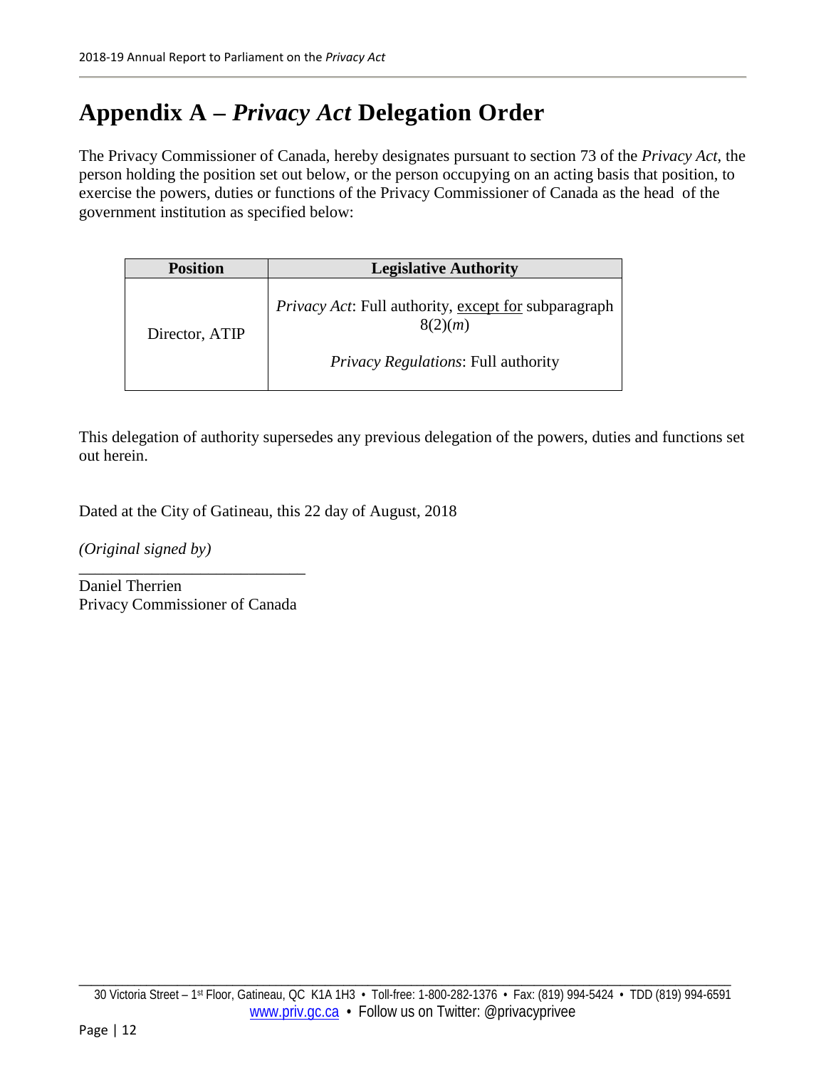# Appendix A – *Privacy Act* Delegation Order

The Privacy Commissioner of Canada, hereby designates pursuant to section 73 of the *Privacy Act*, the person holding the position set out below, or the person occupying on an acting basis that position, to exercise the powers, duties or functions of the Privacy Commissioner of Canada as the head of the government institution as specified below:

| Position | Legislative Authority |
|---|---|
| Director, ATIP | *Privacy Act*: Full authority, <u>except for</u> subparagraph 8(2)(*m*)<br><br>*Privacy Regulations*: Full authority |

This delegation of authority supersedes any previous delegation of the powers, duties and functions set out herein.

Dated at the City of Gatineau, this 22 day of August, 2018

*(Original signed by)*

Daniel Therrien
Privacy Commissioner of Canada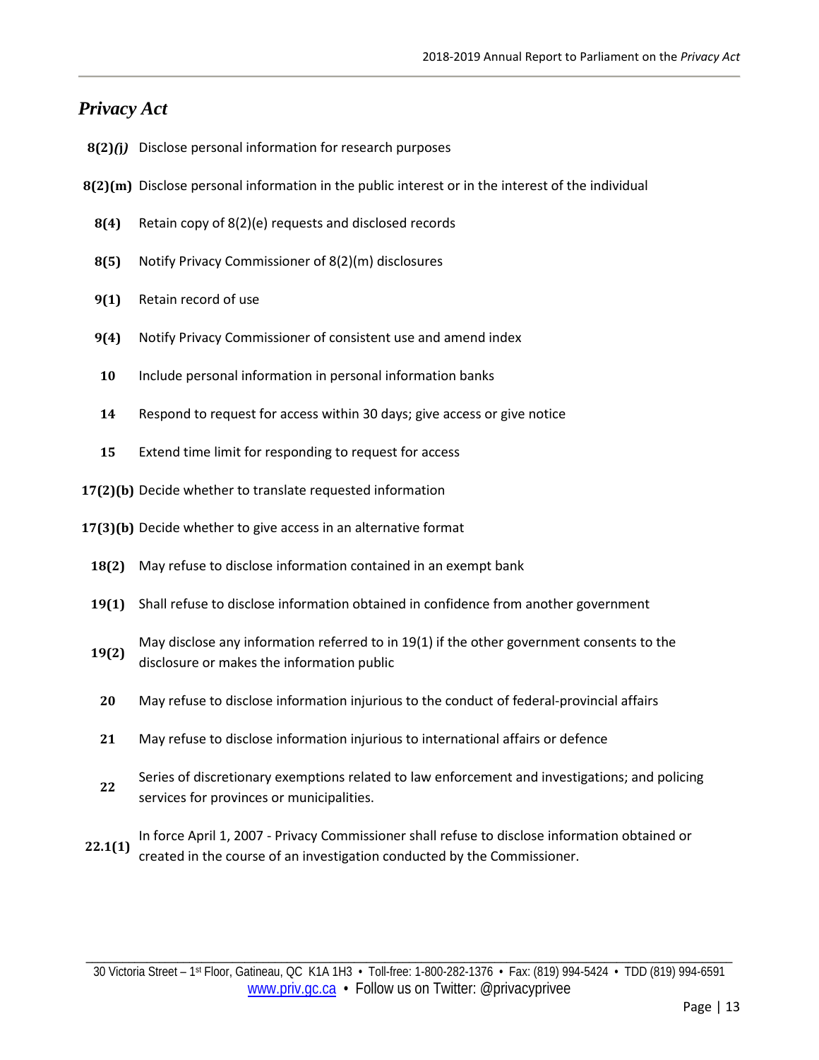## *Privacy Act*

| Section | Description |
|---|---|
| **8(2)*(j)*** | Disclose personal information for research purposes |
| **8(2)(m)** | Disclose personal information in the public interest or in the interest of the individual |
| **8(4)** | Retain copy of 8(2)(e) requests and disclosed records |
| **8(5)** | Notify Privacy Commissioner of 8(2)(m) disclosures |
| **9(1)** | Retain record of use |
| **9(4)** | Notify Privacy Commissioner of consistent use and amend index |
| **10** | Include personal information in personal information banks |
| **14** | Respond to request for access within 30 days; give access or give notice |
| **15** | Extend time limit for responding to request for access |
| **17(2)(b)** | Decide whether to translate requested information |
| **17(3)(b)** | Decide whether to give access in an alternative format |
| **18(2)** | May refuse to disclose information contained in an exempt bank |
| **19(1)** | Shall refuse to disclose information obtained in confidence from another government |
| **19(2)** | May disclose any information referred to in 19(1) if the other government consents to the disclosure or makes the information public |
| **20** | May refuse to disclose information injurious to the conduct of federal-provincial affairs |
| **21** | May refuse to disclose information injurious to international affairs or defence |
| **22** | Series of discretionary exemptions related to law enforcement and investigations; and policing services for provinces or municipalities. |
| **22.1(1)** | In force April 1, 2007 - Privacy Commissioner shall refuse to disclose information obtained or created in the course of an investigation conducted by the Commissioner. |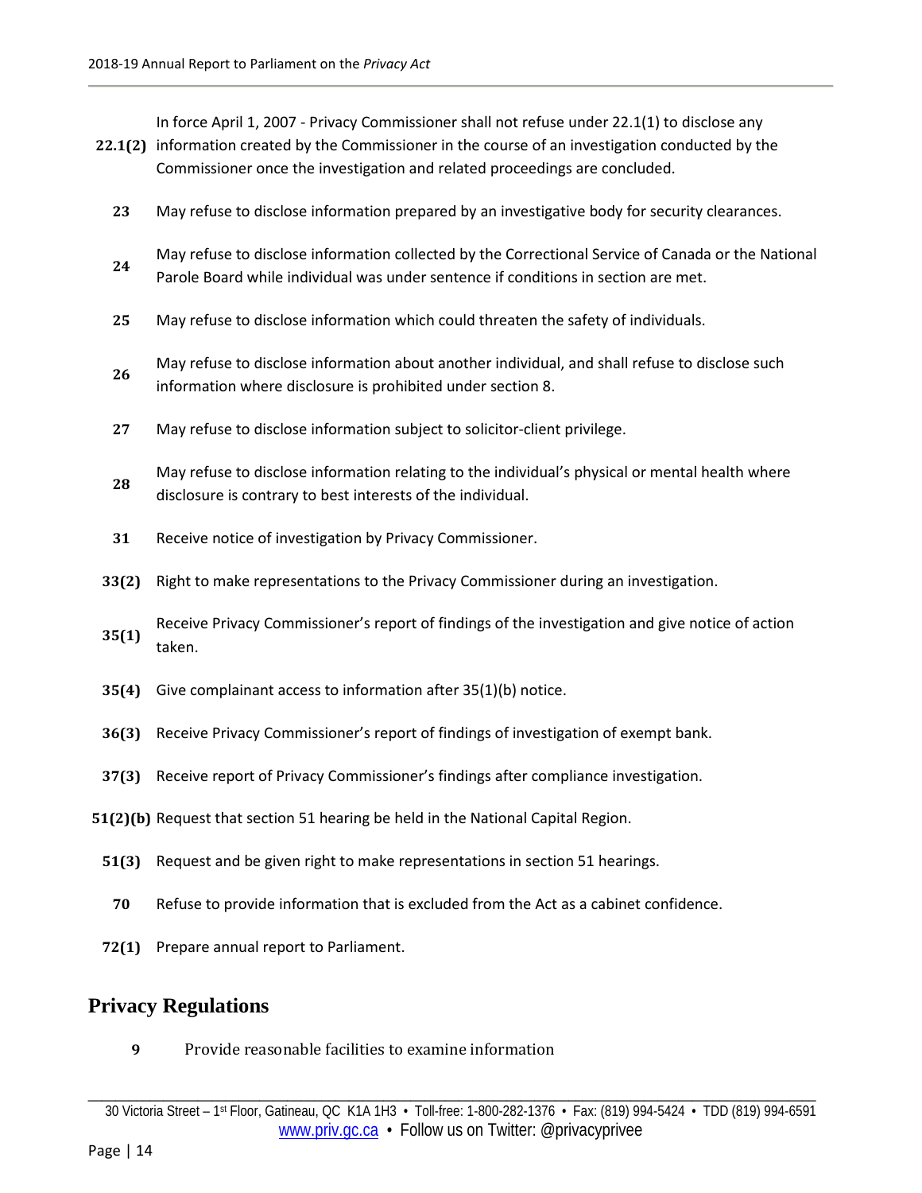| | |
|---|---|
| **22.1(2)** | In force April 1, 2007 - Privacy Commissioner shall not refuse under 22.1(1) to disclose any information created by the Commissioner in the course of an investigation conducted by the Commissioner once the investigation and related proceedings are concluded. |
| **23** | May refuse to disclose information prepared by an investigative body for security clearances. |
| **24** | May refuse to disclose information collected by the Correctional Service of Canada or the National Parole Board while individual was under sentence if conditions in section are met. |
| **25** | May refuse to disclose information which could threaten the safety of individuals. |
| **26** | May refuse to disclose information about another individual, and shall refuse to disclose such information where disclosure is prohibited under section 8. |
| **27** | May refuse to disclose information subject to solicitor-client privilege. |
| **28** | May refuse to disclose information relating to the individual's physical or mental health where disclosure is contrary to best interests of the individual. |
| **31** | Receive notice of investigation by Privacy Commissioner. |
| **33(2)** | Right to make representations to the Privacy Commissioner during an investigation. |
| **35(1)** | Receive Privacy Commissioner's report of findings of the investigation and give notice of action taken. |
| **35(4)** | Give complainant access to information after 35(1)(b) notice. |
| **36(3)** | Receive Privacy Commissioner's report of findings of investigation of exempt bank. |
| **37(3)** | Receive report of Privacy Commissioner's findings after compliance investigation. |
| **51(2)(b)** | Request that section 51 hearing be held in the National Capital Region. |
| **51(3)** | Request and be given right to make representations in section 51 hearings. |
| **70** | Refuse to provide information that is excluded from the Act as a cabinet confidence. |
| **72(1)** | Prepare annual report to Parliament. |

## Privacy Regulations

| | |
|---|---|
| **9** | Provide reasonable facilities to examine information |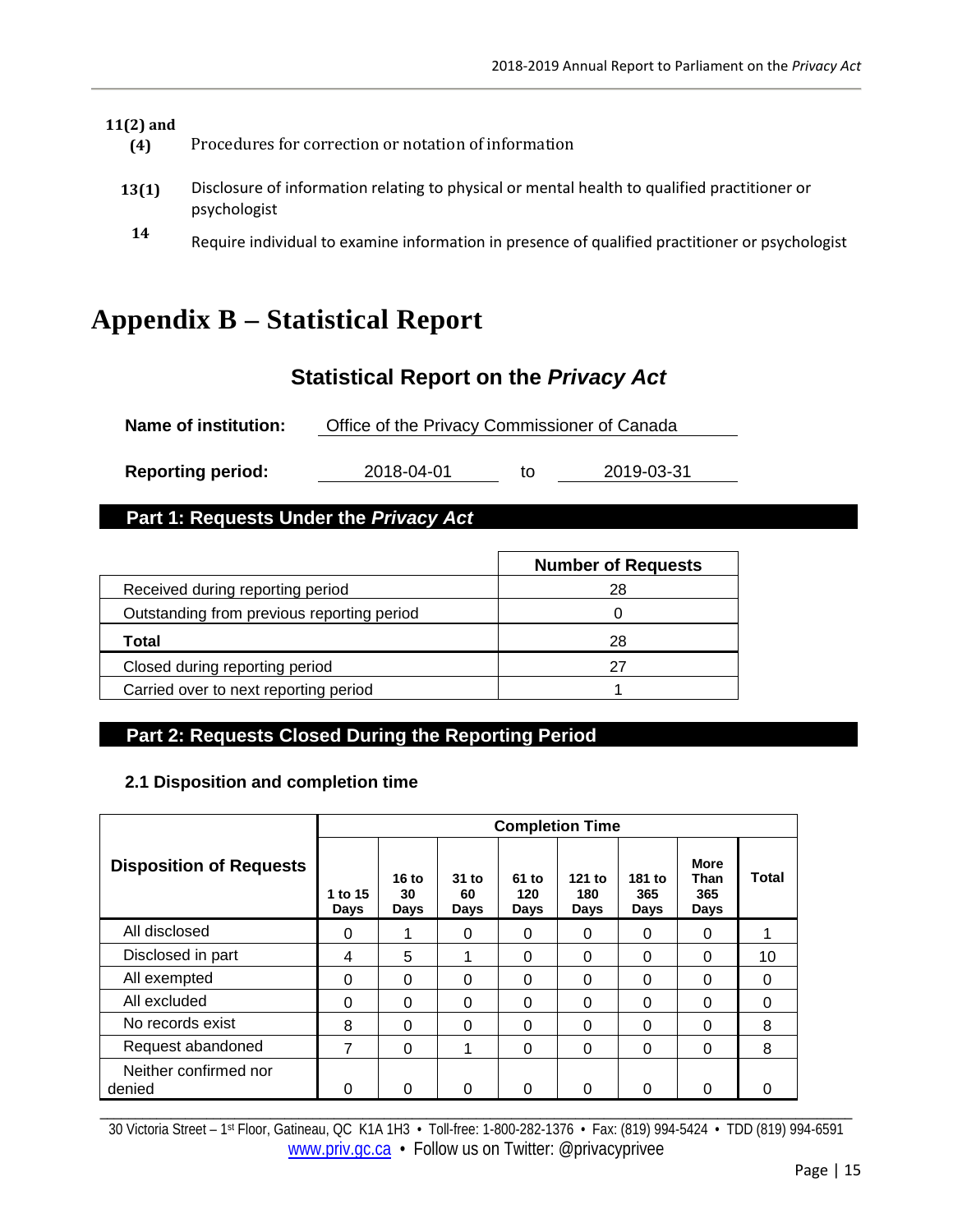| | |
|---|---|
| 11(2) and (4) | Procedures for correction or notation of information |
| 13(1) | Disclosure of information relating to physical or mental health to qualified practitioner or psychologist |
| 14 | Require individual to examine information in presence of qualified practitioner or psychologist |

# Appendix B – Statistical Report

## Statistical Report on the *Privacy Act*

**Name of institution:** Office of the Privacy Commissioner of Canada

**Reporting period:** 2018-04-01 to 2019-03-31

### Part 1: Requests Under the *Privacy Act*

| | Number of Requests |
|---|---|
| Received during reporting period | 28 |
| Outstanding from previous reporting period | 0 |
| **Total** | 28 |
| Closed during reporting period | 27 |
| Carried over to next reporting period | 1 |

### Part 2: Requests Closed During the Reporting Period

#### 2.1 Disposition and completion time

| Disposition of Requests | Completion Time | | | | | | | |
|---|---|---|---|---|---|---|---|---|
| | 1 to 15 Days | 16 to 30 Days | 31 to 60 Days | 61 to 120 Days | 121 to 180 Days | 181 to 365 Days | More Than 365 Days | Total |
| All disclosed | 0 | 1 | 0 | 0 | 0 | 0 | 0 | 1 |
| Disclosed in part | 4 | 5 | 1 | 0 | 0 | 0 | 0 | 10 |
| All exempted | 0 | 0 | 0 | 0 | 0 | 0 | 0 | 0 |
| All excluded | 0 | 0 | 0 | 0 | 0 | 0 | 0 | 0 |
| No records exist | 8 | 0 | 0 | 0 | 0 | 0 | 0 | 8 |
| Request abandoned | 7 | 0 | 1 | 0 | 0 | 0 | 0 | 8 |
| Neither confirmed nor denied | 0 | 0 | 0 | 0 | 0 | 0 | 0 | 0 |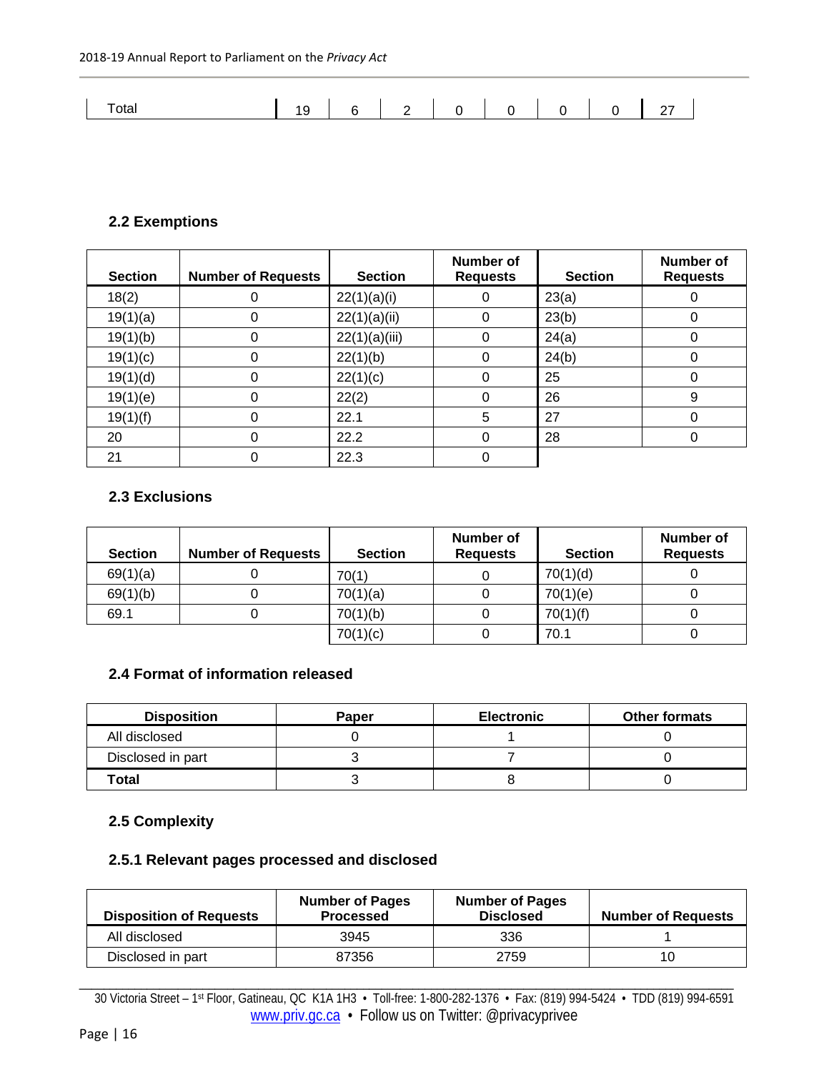| Total | 19 | 6 | 2 | 0 | 0 | 0 | 0 | 27 |
|---|---|---|---|---|---|---|---|---|

### 2.2 Exemptions

| Section | Number of Requests | Section | Number of Requests | Section | Number of Requests |
|---|---|---|---|---|---|
| 18(2) | 0 | 22(1)(a)(i) | 0 | 23(a) | 0 |
| 19(1)(a) | 0 | 22(1)(a)(ii) | 0 | 23(b) | 0 |
| 19(1)(b) | 0 | 22(1)(a)(iii) | 0 | 24(a) | 0 |
| 19(1)(c) | 0 | 22(1)(b) | 0 | 24(b) | 0 |
| 19(1)(d) | 0 | 22(1)(c) | 0 | 25 | 0 |
| 19(1)(e) | 0 | 22(2) | 0 | 26 | 9 |
| 19(1)(f) | 0 | 22.1 | 5 | 27 | 0 |
| 20 | 0 | 22.2 | 0 | 28 | 0 |
| 21 | 0 | 22.3 | 0 | | |

### 2.3 Exclusions

| Section | Number of Requests | Section | Number of Requests | Section | Number of Requests |
|---|---|---|---|---|---|
| 69(1)(a) | 0 | 70(1) | 0 | 70(1)(d) | 0 |
| 69(1)(b) | 0 | 70(1)(a) | 0 | 70(1)(e) | 0 |
| 69.1 | 0 | 70(1)(b) | 0 | 70(1)(f) | 0 |
| | | 70(1)(c) | 0 | 70.1 | 0 |

### 2.4 Format of information released

| Disposition | Paper | Electronic | Other formats |
|---|---|---|---|
| All disclosed | 0 | 1 | 0 |
| Disclosed in part | 3 | 7 | 0 |
| **Total** | 3 | 8 | 0 |

### 2.5 Complexity

#### 2.5.1 Relevant pages processed and disclosed

| Disposition of Requests | Number of Pages Processed | Number of Pages Disclosed | Number of Requests |
|---|---|---|---|
| All disclosed | 3945 | 336 | 1 |
| Disclosed in part | 87356 | 2759 | 10 |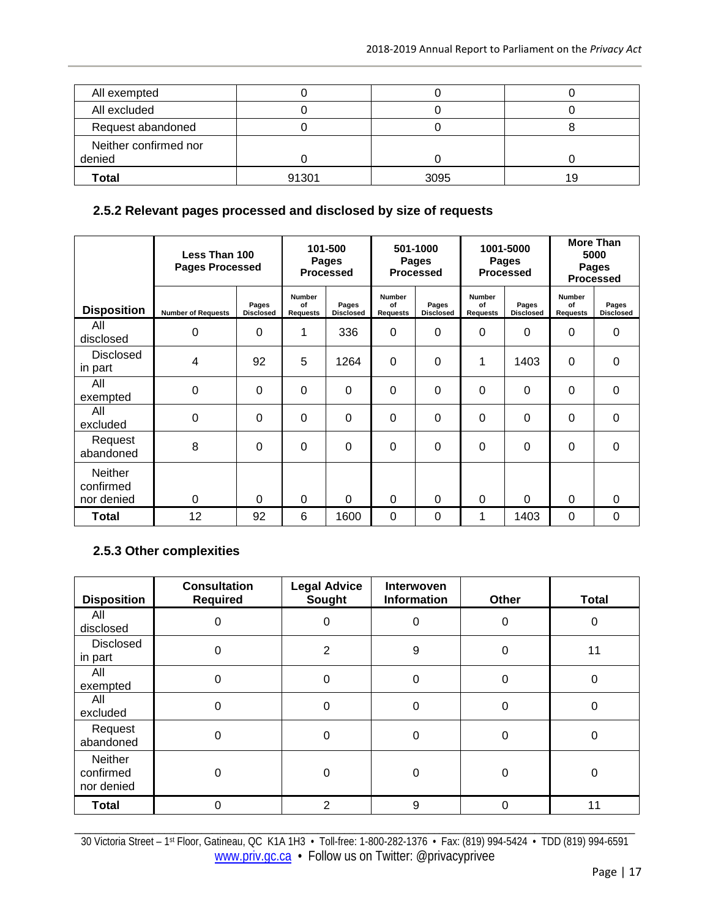| | | | |
|---|---|---|---|
| All exempted | 0 | 0 | 0 |
| All excluded | 0 | 0 | 0 |
| Request abandoned | 0 | 0 | 8 |
| Neither confirmed nor denied | 0 | 0 | 0 |
| **Total** | 91301 | 3095 | 19 |

### 2.5.2 Relevant pages processed and disclosed by size of requests

| Disposition | Less Than 100 Pages Processed | | 101-500 Pages Processed | | 501-1000 Pages Processed | | 1001-5000 Pages Processed | | More Than 5000 Pages Processed | |
|---|---|---|---|---|---|---|---|---|---|---|
| | Number of Requests | Pages Disclosed | Number of Requests | Pages Disclosed | Number of Requests | Pages Disclosed | Number of Requests | Pages Disclosed | Number of Requests | Pages Disclosed |
| All disclosed | 0 | 0 | 1 | 336 | 0 | 0 | 0 | 0 | 0 | 0 |
| Disclosed in part | 4 | 92 | 5 | 1264 | 0 | 0 | 1 | 1403 | 0 | 0 |
| All exempted | 0 | 0 | 0 | 0 | 0 | 0 | 0 | 0 | 0 | 0 |
| All excluded | 0 | 0 | 0 | 0 | 0 | 0 | 0 | 0 | 0 | 0 |
| Request abandoned | 8 | 0 | 0 | 0 | 0 | 0 | 0 | 0 | 0 | 0 |
| Neither confirmed nor denied | 0 | 0 | 0 | 0 | 0 | 0 | 0 | 0 | 0 | 0 |
| **Total** | 12 | 92 | 6 | 1600 | 0 | 0 | 1 | 1403 | 0 | 0 |

### 2.5.3 Other complexities

| Disposition | Consultation Required | Legal Advice Sought | Interwoven Information | Other | Total |
|---|---|---|---|---|---|
| All disclosed | 0 | 0 | 0 | 0 | 0 |
| Disclosed in part | 0 | 2 | 9 | 0 | 11 |
| All exempted | 0 | 0 | 0 | 0 | 0 |
| All excluded | 0 | 0 | 0 | 0 | 0 |
| Request abandoned | 0 | 0 | 0 | 0 | 0 |
| Neither confirmed nor denied | 0 | 0 | 0 | 0 | 0 |
| **Total** | 0 | 2 | 9 | 0 | 11 |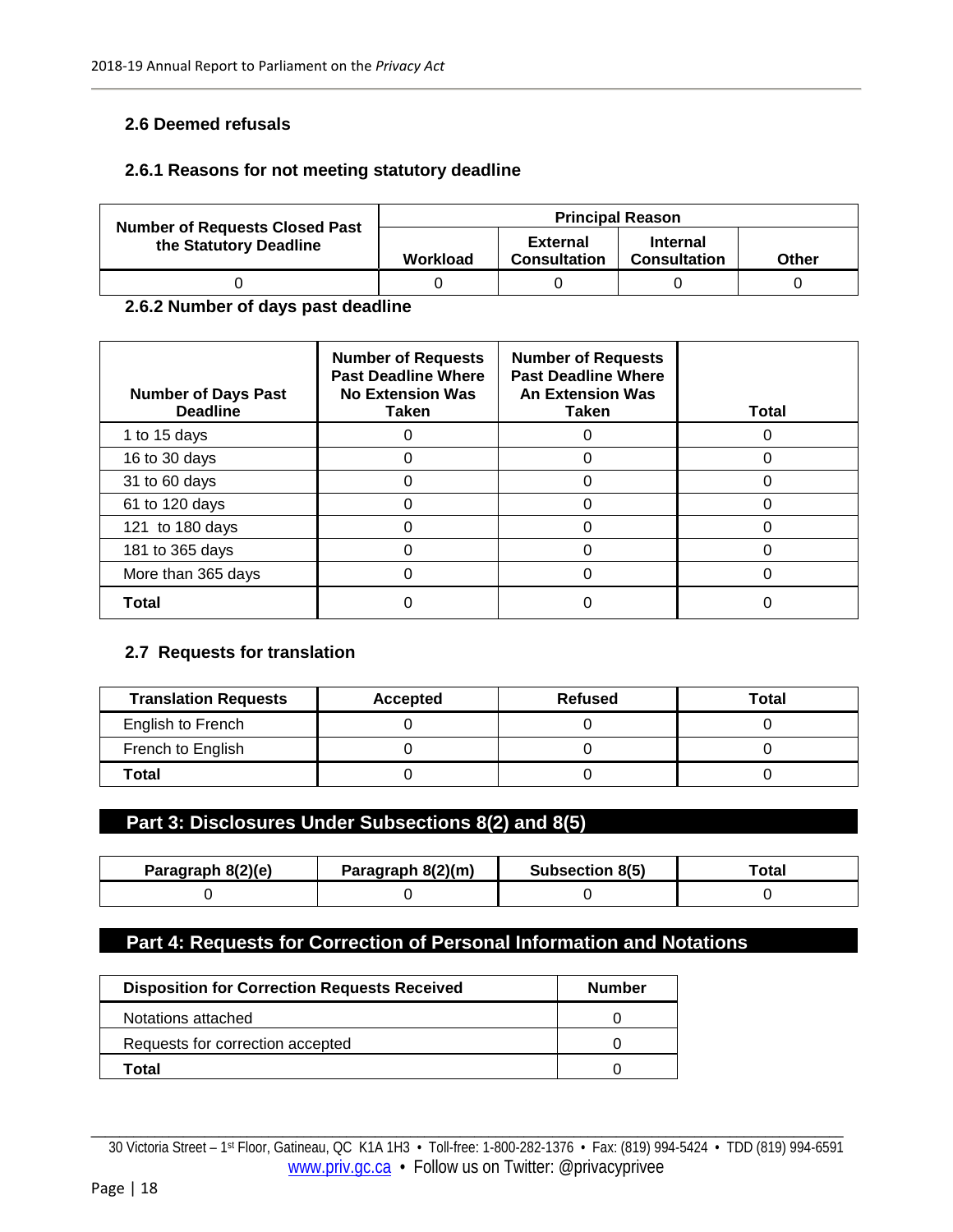### 2.6 Deemed refusals

#### 2.6.1 Reasons for not meeting statutory deadline

| Number of Requests Closed Past the Statutory Deadline | Principal Reason | | | |
|---|---|---|---|---|
| | Workload | External Consultation | Internal Consultation | Other |
| 0 | 0 | 0 | 0 | 0 |

#### 2.6.2 Number of days past deadline

| Number of Days Past Deadline | Number of Requests Past Deadline Where No Extension Was Taken | Number of Requests Past Deadline Where An Extension Was Taken | Total |
|---|---|---|---|
| 1 to 15 days | 0 | 0 | 0 |
| 16 to 30 days | 0 | 0 | 0 |
| 31 to 60 days | 0 | 0 | 0 |
| 61 to 120 days | 0 | 0 | 0 |
| 121 to 180 days | 0 | 0 | 0 |
| 181 to 365 days | 0 | 0 | 0 |
| More than 365 days | 0 | 0 | 0 |
| **Total** | 0 | 0 | 0 |

### 2.7 Requests for translation

| Translation Requests | Accepted | Refused | Total |
|---|---|---|---|
| English to French | 0 | 0 | 0 |
| French to English | 0 | 0 | 0 |
| **Total** | 0 | 0 | 0 |

## Part 3: Disclosures Under Subsections 8(2) and 8(5)

| Paragraph 8(2)(e) | Paragraph 8(2)(m) | Subsection 8(5) | Total |
|---|---|---|---|
| 0 | 0 | 0 | 0 |

## Part 4: Requests for Correction of Personal Information and Notations

| Disposition for Correction Requests Received | Number |
|---|---|
| Notations attached | 0 |
| Requests for correction accepted | 0 |
| **Total** | 0 |

30 Victoria Street – 1st Floor, Gatineau, QC K1A 1H3 • Toll-free: 1-800-282-1376 • Fax: (819) 994-5424 • TDD (819) 994-6591
www.priv.gc.ca • Follow us on Twitter: @privacyprivee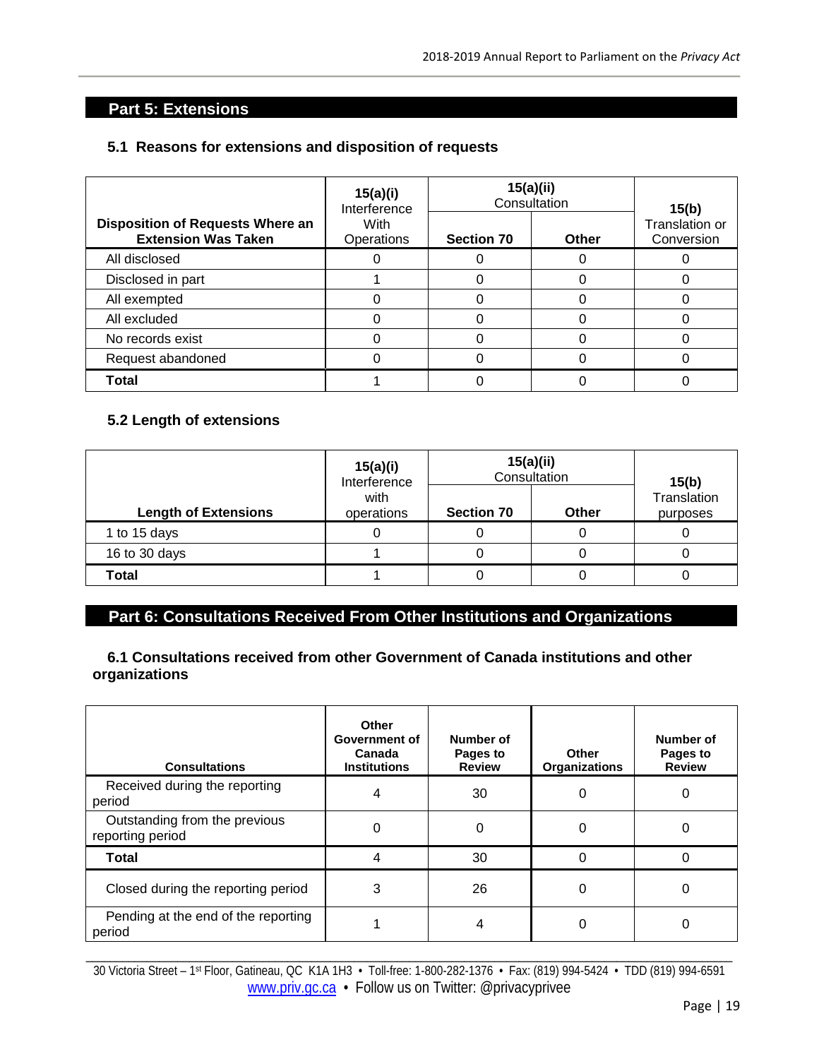## Part 5: Extensions

### 5.1 Reasons for extensions and disposition of requests

| Disposition of Requests Where an Extension Was Taken | 15(a)(i) Interference With Operations | 15(a)(ii) Consultation | | 15(b) Translation or Conversion |
|---|---|---|---|---|
| | | Section 70 | Other | |
| All disclosed | 0 | 0 | 0 | 0 |
| Disclosed in part | 1 | 0 | 0 | 0 |
| All exempted | 0 | 0 | 0 | 0 |
| All excluded | 0 | 0 | 0 | 0 |
| No records exist | 0 | 0 | 0 | 0 |
| Request abandoned | 0 | 0 | 0 | 0 |
| **Total** | 1 | 0 | 0 | 0 |

### 5.2 Length of extensions

| Length of Extensions | 15(a)(i) Interference with operations | 15(a)(ii) Consultation | | 15(b) Translation purposes |
|---|---|---|---|---|
| | | Section 70 | Other | |
| 1 to 15 days | 0 | 0 | 0 | 0 |
| 16 to 30 days | 1 | 0 | 0 | 0 |
| **Total** | 1 | 0 | 0 | 0 |

## Part 6: Consultations Received From Other Institutions and Organizations

### 6.1 Consultations received from other Government of Canada institutions and other organizations

| Consultations | Other Government of Canada Institutions | Number of Pages to Review | Other Organizations | Number of Pages to Review |
|---|---|---|---|---|
| Received during the reporting period | 4 | 30 | 0 | 0 |
| Outstanding from the previous reporting period | 0 | 0 | 0 | 0 |
| **Total** | 4 | 30 | 0 | 0 |
| Closed during the reporting period | 3 | 26 | 0 | 0 |
| Pending at the end of the reporting period | 1 | 4 | 0 | 0 |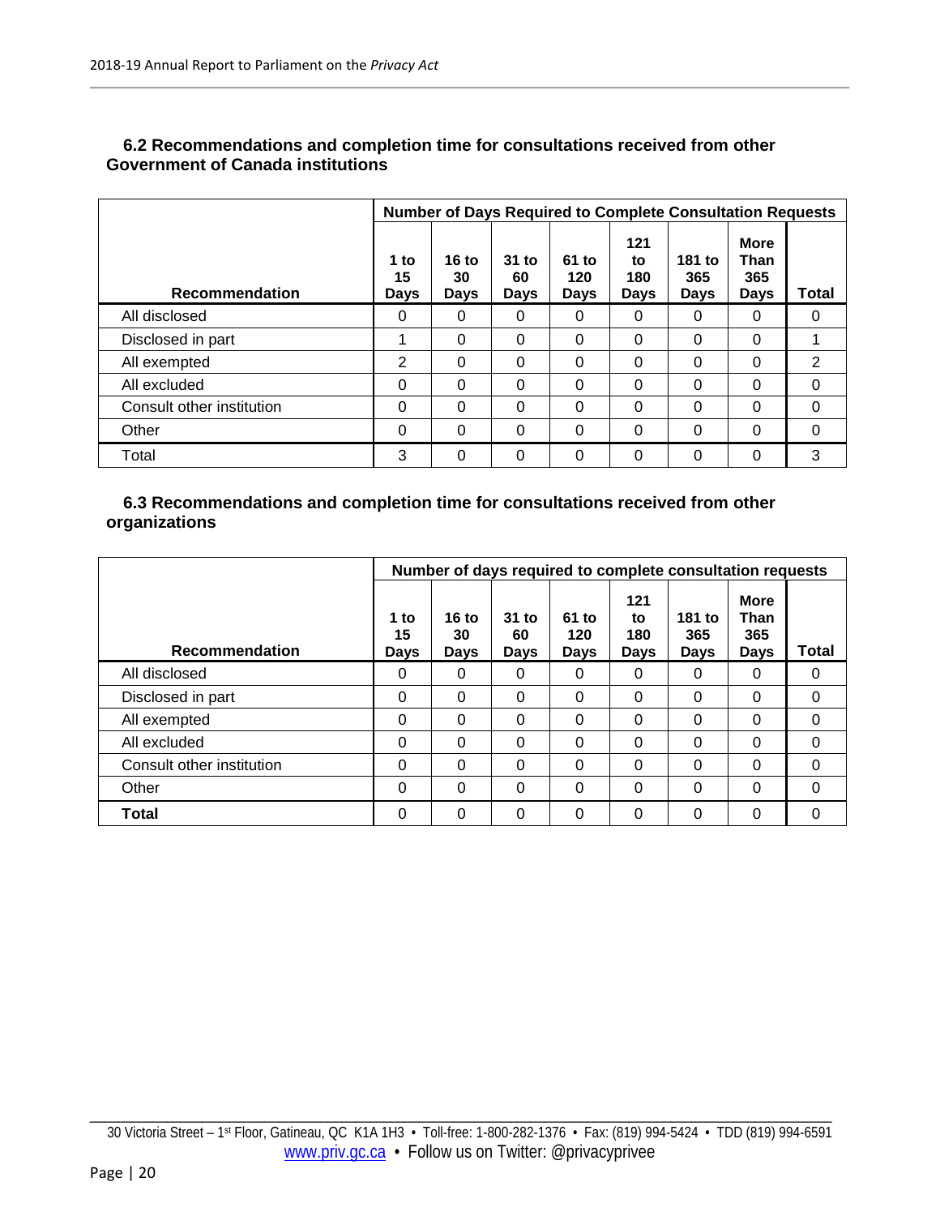### 6.2 Recommendations and completion time for consultations received from other Government of Canada institutions

| Recommendation | Number of Days Required to Complete Consultation Requests | | | | | | | |
|---|---|---|---|---|---|---|---|---|
| | 1 to 15 Days | 16 to 30 Days | 31 to 60 Days | 61 to 120 Days | 121 to 180 Days | 181 to 365 Days | More Than 365 Days | Total |
| All disclosed | 0 | 0 | 0 | 0 | 0 | 0 | 0 | 0 |
| Disclosed in part | 1 | 0 | 0 | 0 | 0 | 0 | 0 | 1 |
| All exempted | 2 | 0 | 0 | 0 | 0 | 0 | 0 | 2 |
| All excluded | 0 | 0 | 0 | 0 | 0 | 0 | 0 | 0 |
| Consult other institution | 0 | 0 | 0 | 0 | 0 | 0 | 0 | 0 |
| Other | 0 | 0 | 0 | 0 | 0 | 0 | 0 | 0 |
| Total | 3 | 0 | 0 | 0 | 0 | 0 | 0 | 3 |

### 6.3 Recommendations and completion time for consultations received from other organizations

| Recommendation | Number of days required to complete consultation requests | | | | | | | |
|---|---|---|---|---|---|---|---|---|
| | 1 to 15 Days | 16 to 30 Days | 31 to 60 Days | 61 to 120 Days | 121 to 180 Days | 181 to 365 Days | More Than 365 Days | Total |
| All disclosed | 0 | 0 | 0 | 0 | 0 | 0 | 0 | 0 |
| Disclosed in part | 0 | 0 | 0 | 0 | 0 | 0 | 0 | 0 |
| All exempted | 0 | 0 | 0 | 0 | 0 | 0 | 0 | 0 |
| All excluded | 0 | 0 | 0 | 0 | 0 | 0 | 0 | 0 |
| Consult other institution | 0 | 0 | 0 | 0 | 0 | 0 | 0 | 0 |
| Other | 0 | 0 | 0 | 0 | 0 | 0 | 0 | 0 |
| **Total** | 0 | 0 | 0 | 0 | 0 | 0 | 0 | 0 |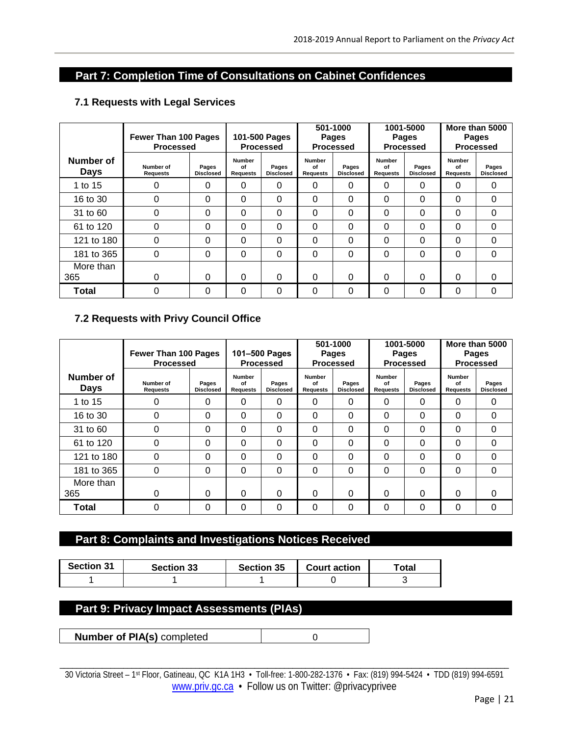## Part 7: Completion Time of Consultations on Cabinet Confidences

### 7.1 Requests with Legal Services

| Number of Days | Fewer Than 100 Pages Processed | | 101-500 Pages Processed | | 501-1000 Pages Processed | | 1001-5000 Pages Processed | | More than 5000 Pages Processed | |
|---|---|---|---|---|---|---|---|---|---|---|
| | Number of Requests | Pages Disclosed | Number of Requests | Pages Disclosed | Number of Requests | Pages Disclosed | Number of Requests | Pages Disclosed | Number of Requests | Pages Disclosed |
| 1 to 15 | 0 | 0 | 0 | 0 | 0 | 0 | 0 | 0 | 0 | 0 |
| 16 to 30 | 0 | 0 | 0 | 0 | 0 | 0 | 0 | 0 | 0 | 0 |
| 31 to 60 | 0 | 0 | 0 | 0 | 0 | 0 | 0 | 0 | 0 | 0 |
| 61 to 120 | 0 | 0 | 0 | 0 | 0 | 0 | 0 | 0 | 0 | 0 |
| 121 to 180 | 0 | 0 | 0 | 0 | 0 | 0 | 0 | 0 | 0 | 0 |
| 181 to 365 | 0 | 0 | 0 | 0 | 0 | 0 | 0 | 0 | 0 | 0 |
| More than 365 | 0 | 0 | 0 | 0 | 0 | 0 | 0 | 0 | 0 | 0 |
| **Total** | 0 | 0 | 0 | 0 | 0 | 0 | 0 | 0 | 0 | 0 |

### 7.2 Requests with Privy Council Office

| Number of Days | Fewer Than 100 Pages Processed | | 101–500 Pages Processed | | 501-1000 Pages Processed | | 1001-5000 Pages Processed | | More than 5000 Pages Processed | |
|---|---|---|---|---|---|---|---|---|---|---|
| | Number of Requests | Pages Disclosed | Number of Requests | Pages Disclosed | Number of Requests | Pages Disclosed | Number of Requests | Pages Disclosed | Number of Requests | Pages Disclosed |
| 1 to 15 | 0 | 0 | 0 | 0 | 0 | 0 | 0 | 0 | 0 | 0 |
| 16 to 30 | 0 | 0 | 0 | 0 | 0 | 0 | 0 | 0 | 0 | 0 |
| 31 to 60 | 0 | 0 | 0 | 0 | 0 | 0 | 0 | 0 | 0 | 0 |
| 61 to 120 | 0 | 0 | 0 | 0 | 0 | 0 | 0 | 0 | 0 | 0 |
| 121 to 180 | 0 | 0 | 0 | 0 | 0 | 0 | 0 | 0 | 0 | 0 |
| 181 to 365 | 0 | 0 | 0 | 0 | 0 | 0 | 0 | 0 | 0 | 0 |
| More than 365 | 0 | 0 | 0 | 0 | 0 | 0 | 0 | 0 | 0 | 0 |
| **Total** | 0 | 0 | 0 | 0 | 0 | 0 | 0 | 0 | 0 | 0 |

## Part 8: Complaints and Investigations Notices Received

| Section 31 | Section 33 | Section 35 | Court action | Total |
|---|---|---|---|---|
| 1 | 1 | 1 | 0 | 3 |

## Part 9: Privacy Impact Assessments (PIAs)

| **Number of PIA(s)** completed | 0 |
|---|---|

30 Victoria Street – 1st Floor, Gatineau, QC K1A 1H3 • Toll-free: 1-800-282-1376 • Fax: (819) 994-5424 • TDD (819) 994-6591
www.priv.gc.ca • Follow us on Twitter: @privacyprivee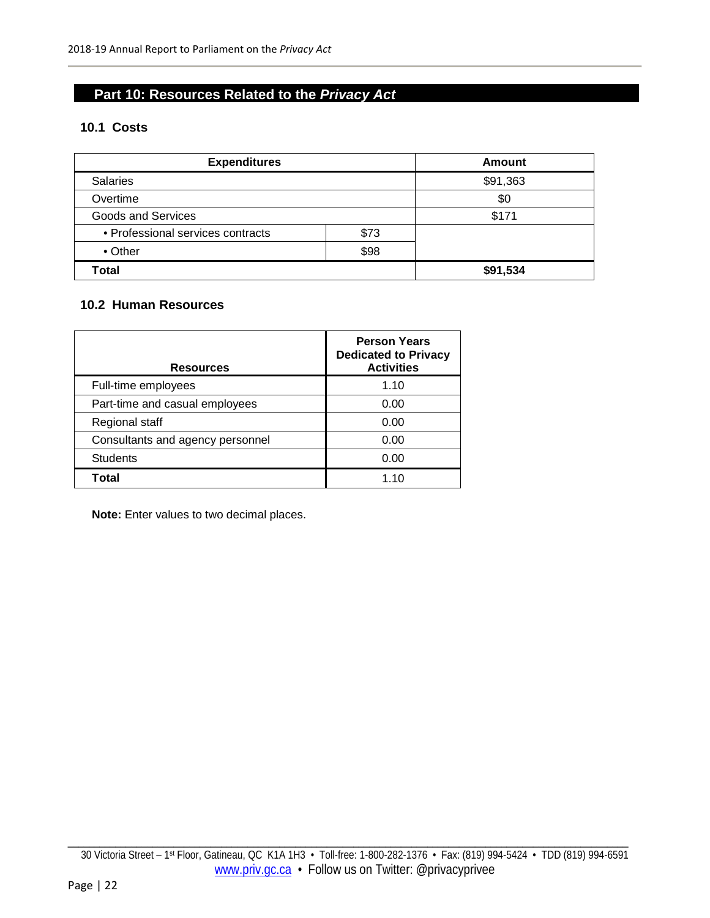## Part 10: Resources Related to the *Privacy Act*

### 10.1 Costs

| Expenditures | | Amount |
|---|---|---|
| Salaries | | $91,363 |
| Overtime | | $0 |
| Goods and Services | | $171 |
| • Professional services contracts | $73 | |
| • Other | $98 | |
| **Total** | | **$91,534** |

### 10.2 Human Resources

| Resources | Person Years Dedicated to Privacy Activities |
|---|---|
| Full-time employees | 1.10 |
| Part-time and casual employees | 0.00 |
| Regional staff | 0.00 |
| Consultants and agency personnel | 0.00 |
| Students | 0.00 |
| **Total** | 1.10 |

**Note:** Enter values to two decimal places.